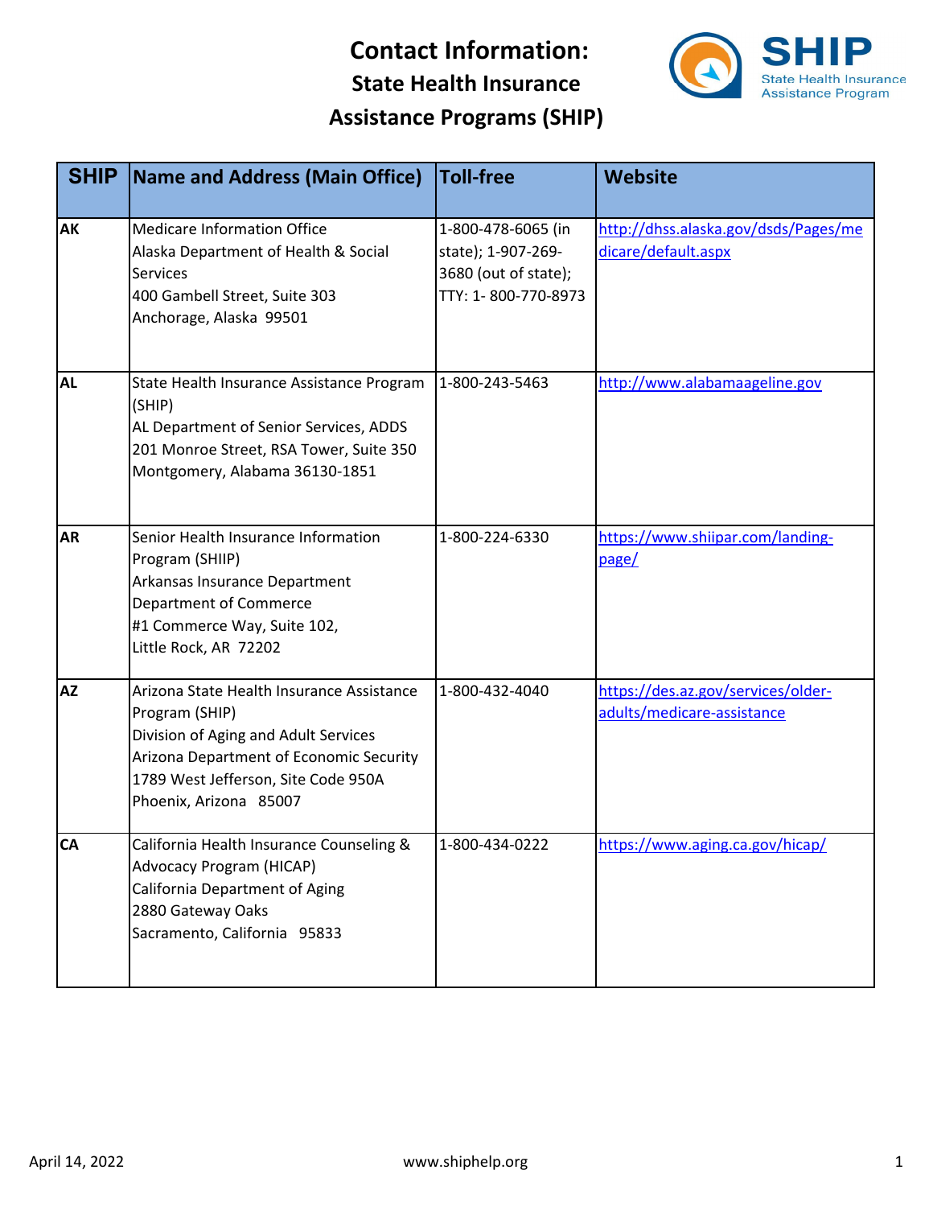# Contact Information: State Health Insurance Assistance Programs (SHIP)

| SHIP | Name and Address (Main Office) | Toll-free | Website |
|---|---|---|---|
| AK | Medicare Information Office<br>Alaska Department of Health & Social Services<br>400 Gambell Street, Suite 303<br>Anchorage, Alaska 99501 | 1-800-478-6065 (in state); 1-907-269-3680 (out of state); TTY: 1- 800-770-8973 | http://dhss.alaska.gov/dsds/Pages/medicare/default.aspx |
| AL | State Health Insurance Assistance Program (SHIP)<br>AL Department of Senior Services, ADDS<br>201 Monroe Street, RSA Tower, Suite 350<br>Montgomery, Alabama 36130-1851 | 1-800-243-5463 | http://www.alabamaageline.gov |
| AR | Senior Health Insurance Information Program (SHIIP)<br>Arkansas Insurance Department<br>Department of Commerce<br>#1 Commerce Way, Suite 102,<br>Little Rock, AR 72202 | 1-800-224-6330 | https://www.shiipar.com/landing-page/ |
| AZ | Arizona State Health Insurance Assistance Program (SHIP)<br>Division of Aging and Adult Services<br>Arizona Department of Economic Security<br>1789 West Jefferson, Site Code 950A<br>Phoenix, Arizona 85007 | 1-800-432-4040 | https://des.az.gov/services/older-adults/medicare-assistance |
| CA | California Health Insurance Counseling & Advocacy Program (HICAP)<br>California Department of Aging<br>2880 Gateway Oaks<br>Sacramento, California 95833 | 1-800-434-0222 | https://www.aging.ca.gov/hicap/ |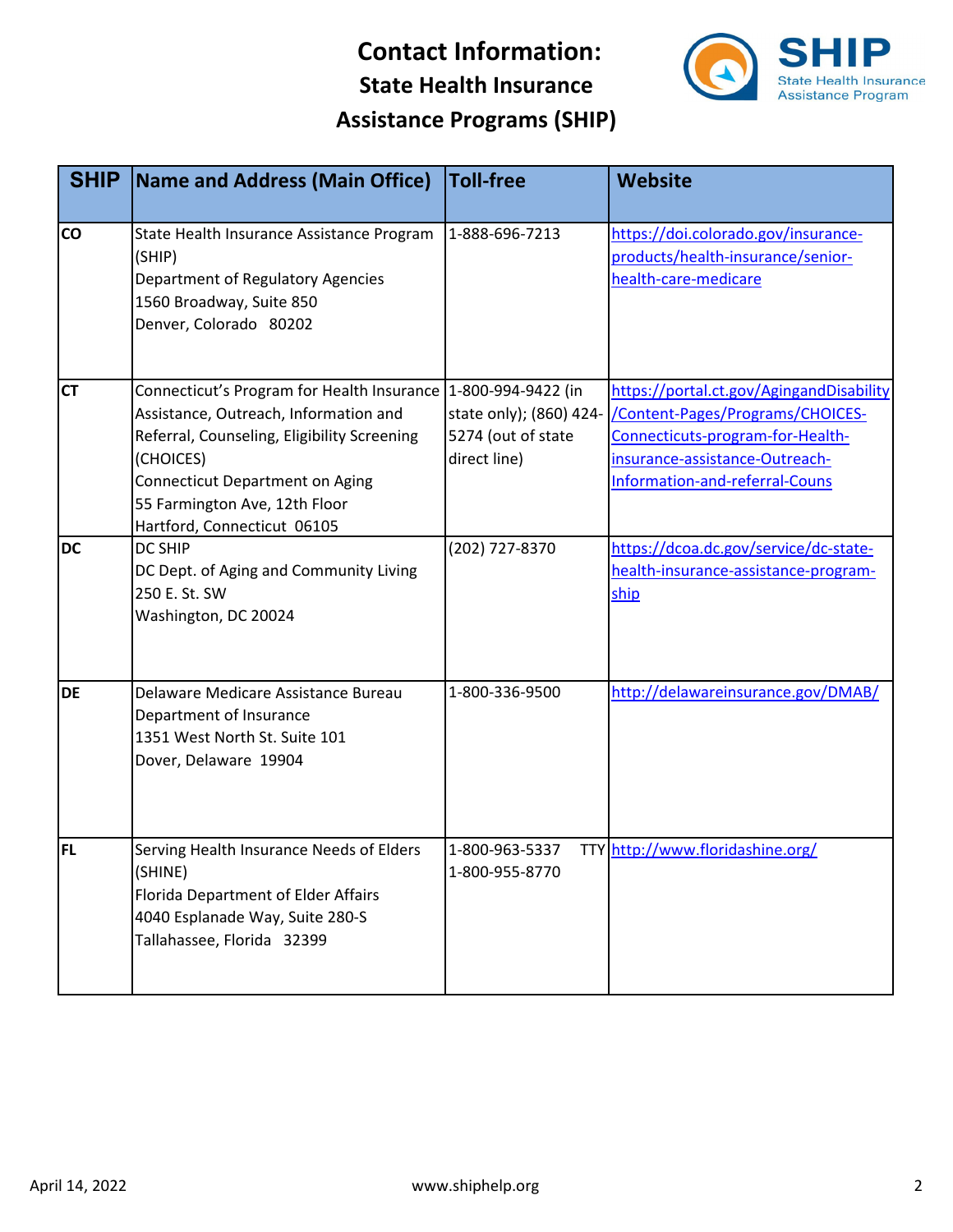# Contact Information:
## State Health Insurance Assistance Programs (SHIP)

| SHIP | Name and Address (Main Office) | Toll-free | Website |
|---|---|---|---|
| **CO** | State Health Insurance Assistance Program (SHIP)<br>Department of Regulatory Agencies<br>1560 Broadway, Suite 850<br>Denver, Colorado 80202 | 1-888-696-7213 | https://doi.colorado.gov/insurance-products/health-insurance/senior-health-care-medicare |
| **CT** | Connecticut's Program for Health Insurance Assistance, Outreach, Information and Referral, Counseling, Eligibility Screening (CHOICES)<br>Connecticut Department on Aging<br>55 Farmington Ave, 12th Floor<br>Hartford, Connecticut 06105 | 1-800-994-9422 (in state only); (860) 424-5274 (out of state direct line) | https://portal.ct.gov/AgingandDisability/Content-Pages/Programs/CHOICES-Connecticuts-program-for-Health-insurance-assistance-Outreach-Information-and-referral-Couns |
| **DC** | DC SHIP<br>DC Dept. of Aging and Community Living<br>250 E. St. SW<br>Washington, DC 20024 | (202) 727-8370 | https://dcoa.dc.gov/service/dc-state-health-insurance-assistance-program-ship |
| **DE** | Delaware Medicare Assistance Bureau<br>Department of Insurance<br>1351 West North St. Suite 101<br>Dover, Delaware 19904 | 1-800-336-9500 | http://delawareinsurance.gov/DMAB/ |
| **FL** | Serving Health Insurance Needs of Elders (SHINE)<br>Florida Department of Elder Affairs<br>4040 Esplanade Way, Suite 280-S<br>Tallahassee, Florida 32399 | 1-800-963-5337 TTY 1-800-955-8770 | http://www.floridashine.org/ |

April 14, 2022 www.shiphelp.org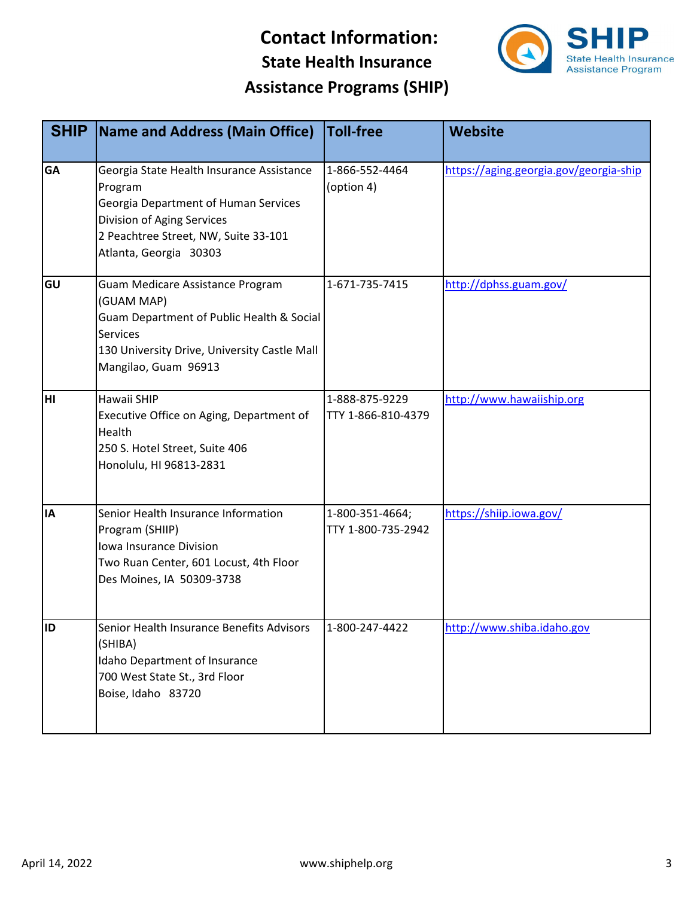# Contact Information: State Health Insurance Assistance Programs (SHIP)

| SHIP | Name and Address (Main Office) | Toll-free | Website |
|---|---|---|---|
| GA | Georgia State Health Insurance Assistance Program<br>Georgia Department of Human Services<br>Division of Aging Services<br>2 Peachtree Street, NW, Suite 33-101<br>Atlanta, Georgia 30303 | 1-866-552-4464 (option 4) | https://aging.georgia.gov/georgia-ship |
| GU | Guam Medicare Assistance Program (GUAM MAP)<br>Guam Department of Public Health & Social Services<br>130 University Drive, University Castle Mall<br>Mangilao, Guam 96913 | 1-671-735-7415 | http://dphss.guam.gov/ |
| HI | Hawaii SHIP<br>Executive Office on Aging, Department of Health<br>250 S. Hotel Street, Suite 406<br>Honolulu, HI 96813-2831 | 1-888-875-9229<br>TTY 1-866-810-4379 | http://www.hawaiiship.org |
| IA | Senior Health Insurance Information Program (SHIIP)<br>Iowa Insurance Division<br>Two Ruan Center, 601 Locust, 4th Floor<br>Des Moines, IA 50309-3738 | 1-800-351-4664;<br>TTY 1-800-735-2942 | https://shiip.iowa.gov/ |
| ID | Senior Health Insurance Benefits Advisors (SHIBA)<br>Idaho Department of Insurance<br>700 West State St., 3rd Floor<br>Boise, Idaho 83720 | 1-800-247-4422 | http://www.shiba.idaho.gov |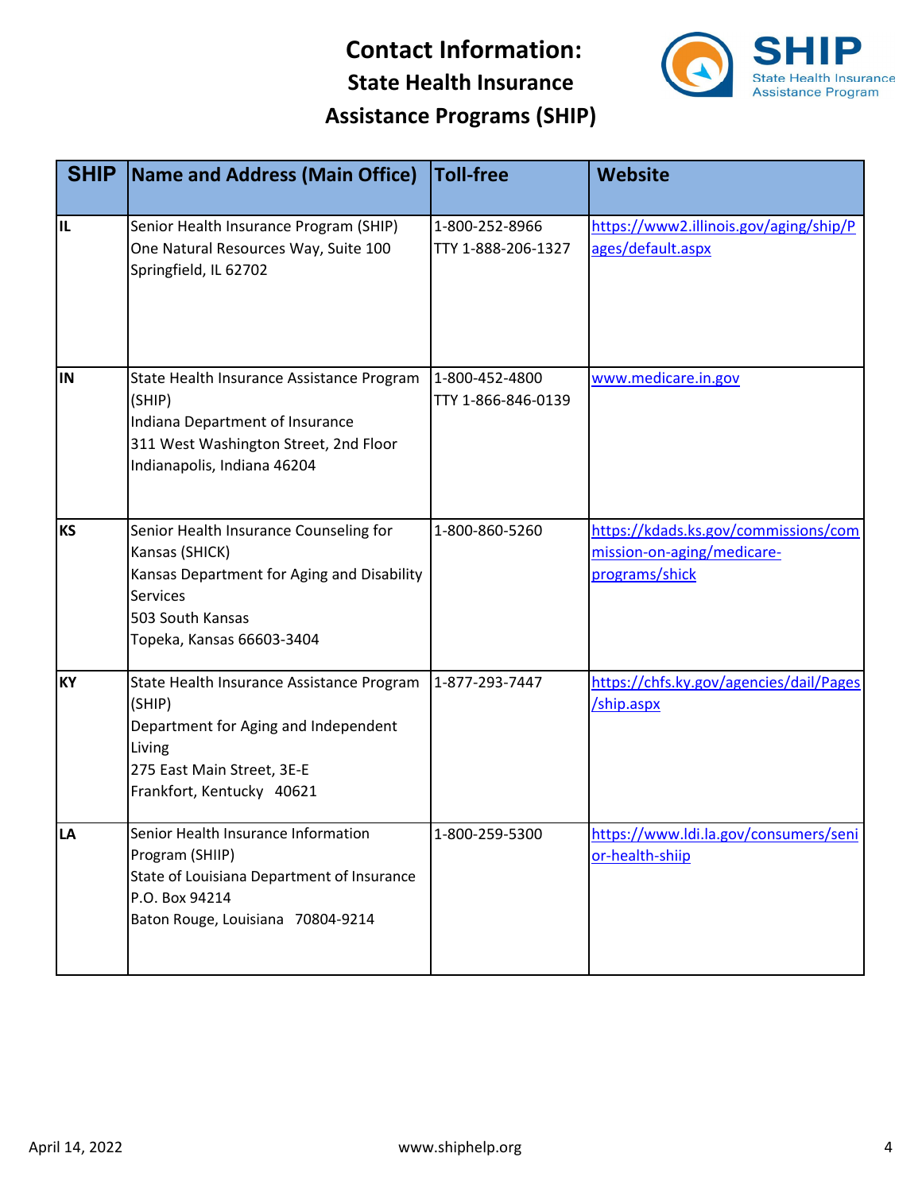# Contact Information:
## State Health Insurance Assistance Programs (SHIP)

| SHIP | Name and Address (Main Office) | Toll-free | Website |
|---|---|---|---|
| IL | Senior Health Insurance Program (SHIP)<br>One Natural Resources Way, Suite 100<br>Springfield, IL 62702 | 1-800-252-8966<br>TTY 1-888-206-1327 | https://www2.illinois.gov/aging/ship/Pages/default.aspx |
| IN | State Health Insurance Assistance Program (SHIP)<br>Indiana Department of Insurance<br>311 West Washington Street, 2nd Floor<br>Indianapolis, Indiana 46204 | 1-800-452-4800<br>TTY 1-866-846-0139 | www.medicare.in.gov |
| KS | Senior Health Insurance Counseling for Kansas (SHICK)<br>Kansas Department for Aging and Disability Services<br>503 South Kansas<br>Topeka, Kansas 66603-3404 | 1-800-860-5260 | https://kdads.ks.gov/commissions/commission-on-aging/medicare-programs/shick |
| KY | State Health Insurance Assistance Program (SHIP)<br>Department for Aging and Independent Living<br>275 East Main Street, 3E-E<br>Frankfort, Kentucky 40621 | 1-877-293-7447 | https://chfs.ky.gov/agencies/dail/Pages/ship.aspx |
| LA | Senior Health Insurance Information Program (SHIIP)<br>State of Louisiana Department of Insurance<br>P.O. Box 94214<br>Baton Rouge, Louisiana 70804-9214 | 1-800-259-5300 | https://www.ldi.la.gov/consumers/senior-health-shiip |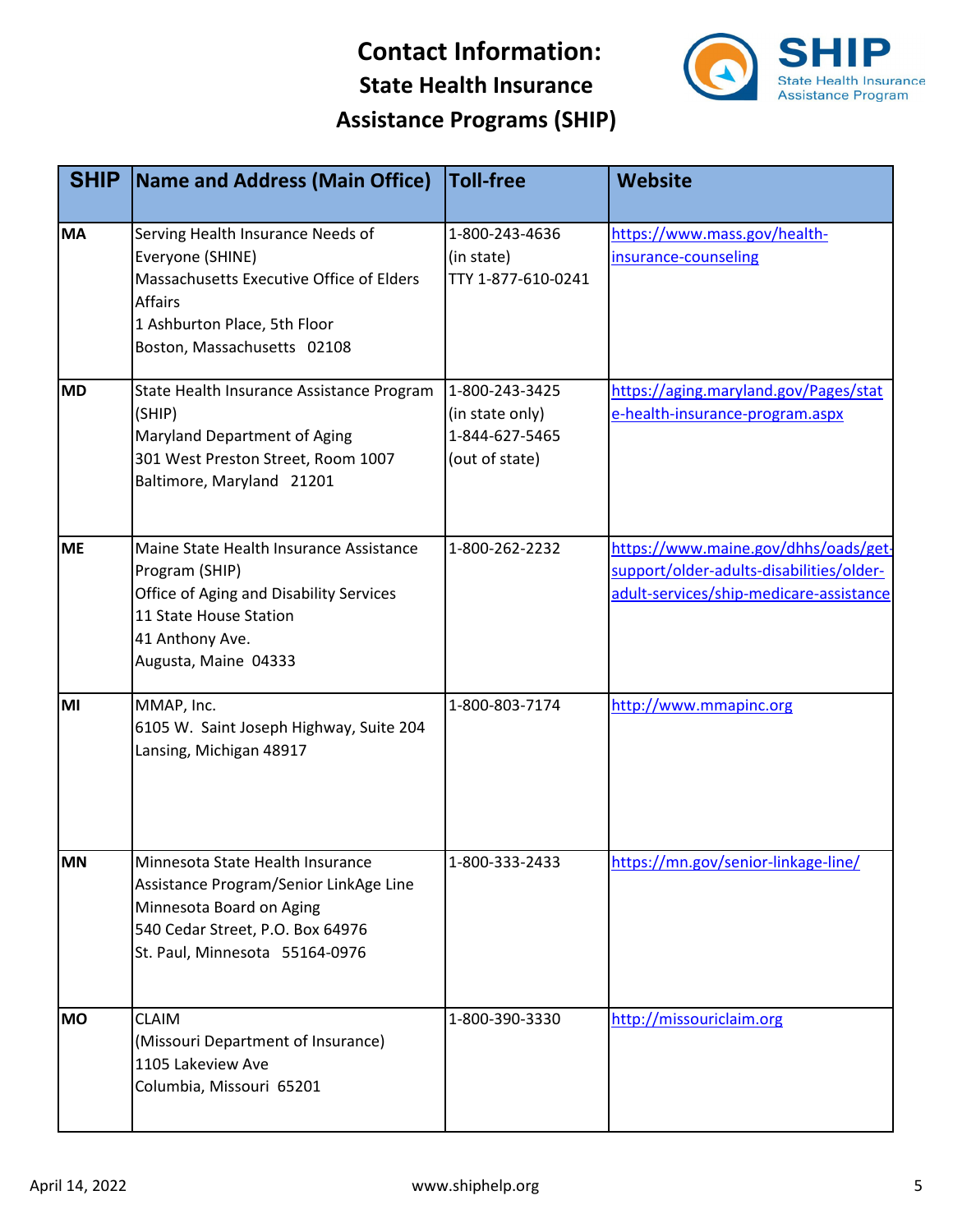# Contact Information:
## State Health Insurance Assistance Programs (SHIP)

| SHIP | Name and Address (Main Office) | Toll-free | Website |
|---|---|---|---|
| MA | Serving Health Insurance Needs of Everyone (SHINE)<br>Massachusetts Executive Office of Elders Affairs<br>1 Ashburton Place, 5th Floor<br>Boston, Massachusetts 02108 | 1-800-243-4636 (in state)<br>TTY 1-877-610-0241 | https://www.mass.gov/health-insurance-counseling |
| MD | State Health Insurance Assistance Program (SHIP)<br>Maryland Department of Aging<br>301 West Preston Street, Room 1007<br>Baltimore, Maryland 21201 | 1-800-243-3425 (in state only)<br>1-844-627-5465 (out of state) | https://aging.maryland.gov/Pages/state-health-insurance-program.aspx |
| ME | Maine State Health Insurance Assistance Program (SHIP)<br>Office of Aging and Disability Services<br>11 State House Station<br>41 Anthony Ave.<br>Augusta, Maine 04333 | 1-800-262-2232 | https://www.maine.gov/dhhs/oads/get-support/older-adults-disabilities/older-adult-services/ship-medicare-assistance |
| MI | MMAP, Inc.<br>6105 W. Saint Joseph Highway, Suite 204<br>Lansing, Michigan 48917 | 1-800-803-7174 | http://www.mmapinc.org |
| MN | Minnesota State Health Insurance Assistance Program/Senior LinkAge Line<br>Minnesota Board on Aging<br>540 Cedar Street, P.O. Box 64976<br>St. Paul, Minnesota 55164-0976 | 1-800-333-2433 | https://mn.gov/senior-linkage-line/ |
| MO | CLAIM<br>(Missouri Department of Insurance)<br>1105 Lakeview Ave<br>Columbia, Missouri 65201 | 1-800-390-3330 | http://missouriclaim.org |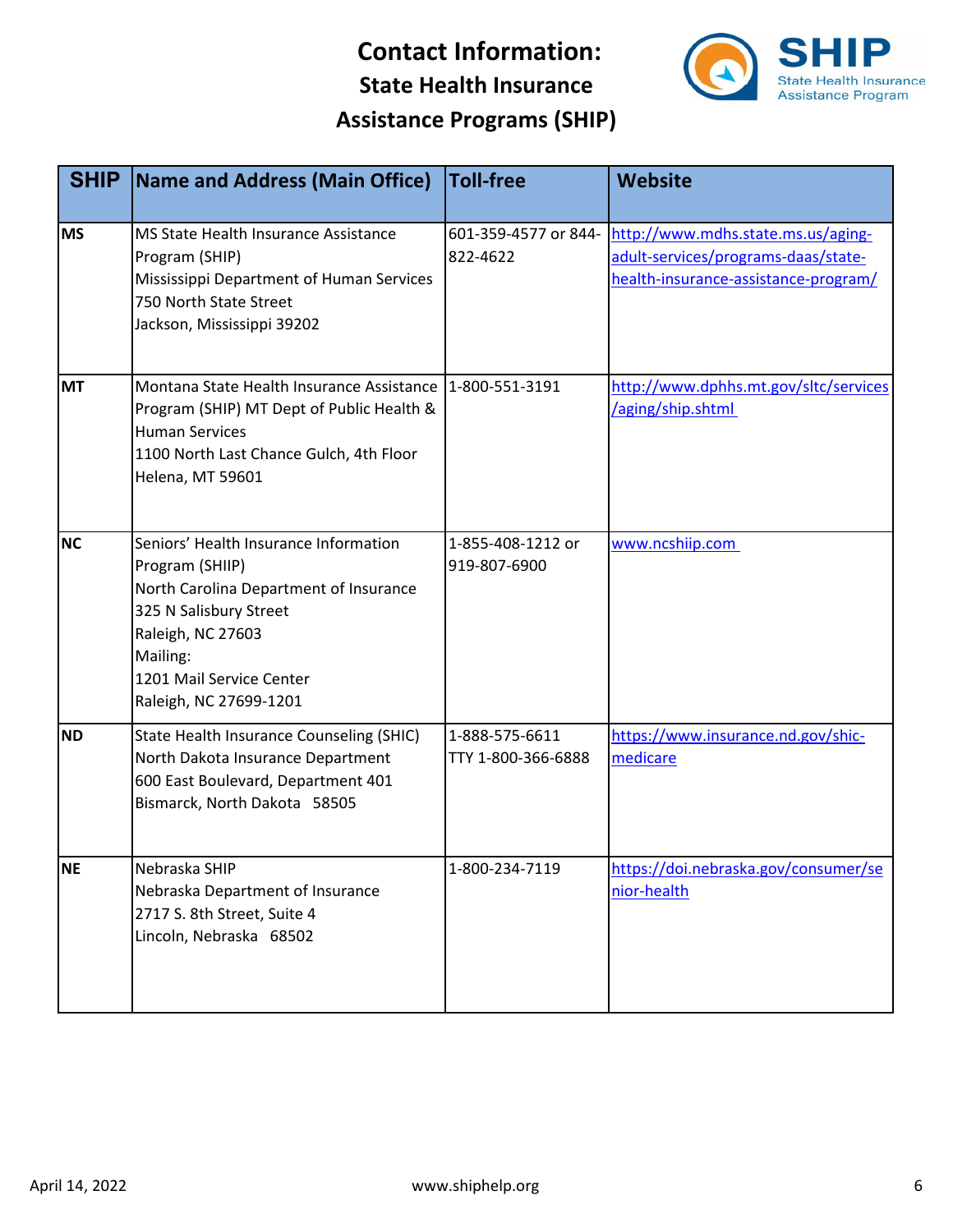# Contact Information: State Health Insurance Assistance Programs (SHIP)

| SHIP | Name and Address (Main Office) | Toll-free | Website |
|---|---|---|---|
| MS | MS State Health Insurance Assistance Program (SHIP)<br>Mississippi Department of Human Services<br>750 North State Street<br>Jackson, Mississippi 39202 | 601-359-4577 or 844-822-4622 | http://www.mdhs.state.ms.us/aging-adult-services/programs-daas/state-health-insurance-assistance-program/ |
| MT | Montana State Health Insurance Assistance Program (SHIP) MT Dept of Public Health & Human Services<br>1100 North Last Chance Gulch, 4th Floor<br>Helena, MT 59601 | 1-800-551-3191 | http://www.dphhs.mt.gov/sltc/services/aging/ship.shtml |
| NC | Seniors' Health Insurance Information Program (SHIIP)<br>North Carolina Department of Insurance<br>325 N Salisbury Street<br>Raleigh, NC 27603<br>Mailing:<br>1201 Mail Service Center<br>Raleigh, NC 27699-1201 | 1-855-408-1212 or 919-807-6900 | www.ncshiip.com |
| ND | State Health Insurance Counseling (SHIC)<br>North Dakota Insurance Department<br>600 East Boulevard, Department 401<br>Bismarck, North Dakota 58505 | 1-888-575-6611<br>TTY 1-800-366-6888 | https://www.insurance.nd.gov/shic-medicare |
| NE | Nebraska SHIP<br>Nebraska Department of Insurance<br>2717 S. 8th Street, Suite 4<br>Lincoln, Nebraska 68502 | 1-800-234-7119 | https://doi.nebraska.gov/consumer/senior-health |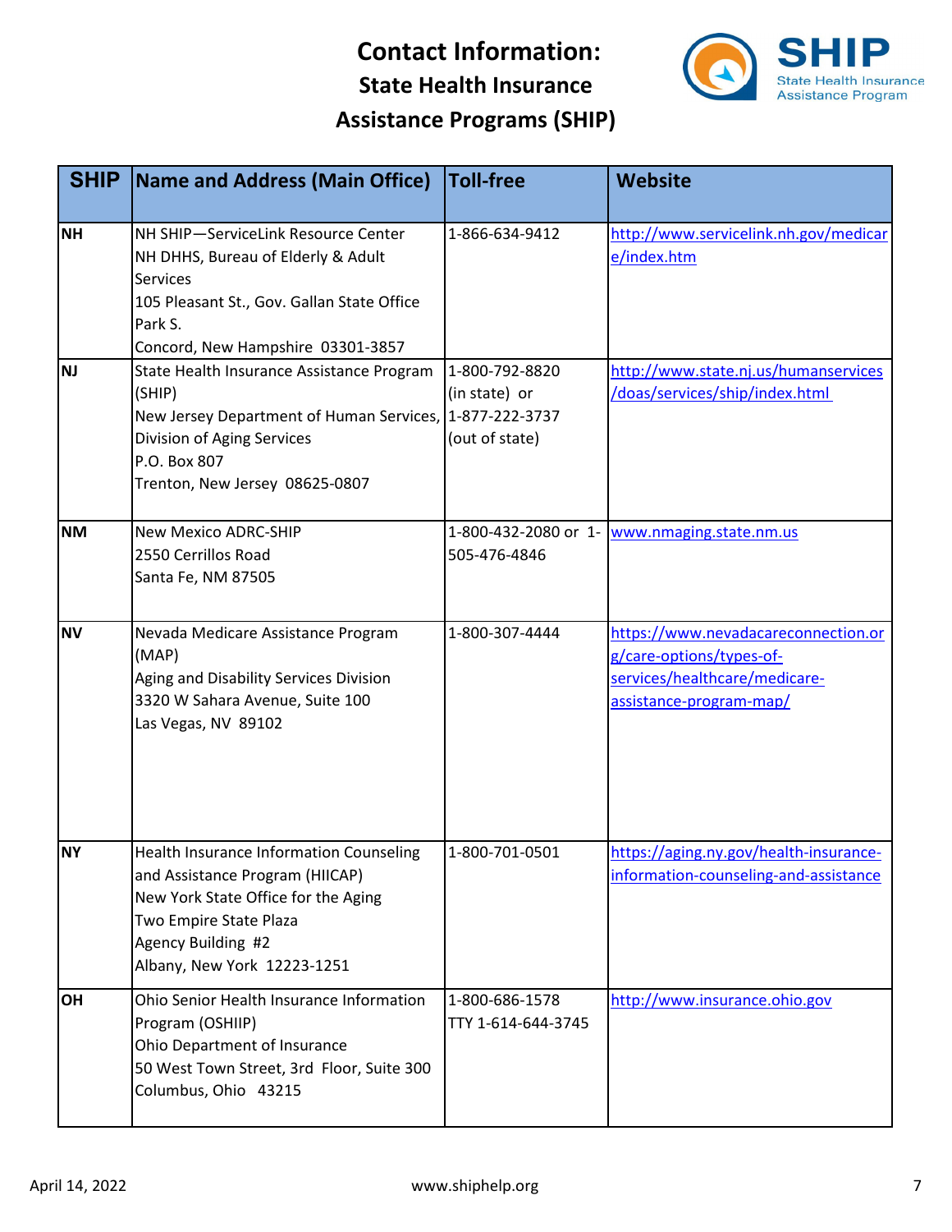# Contact Information:
## State Health Insurance Assistance Programs (SHIP)

| SHIP | Name and Address (Main Office) | Toll-free | Website |
|---|---|---|---|
| NH | NH SHIP—ServiceLink Resource Center<br>NH DHHS, Bureau of Elderly & Adult Services<br>105 Pleasant St., Gov. Gallan State Office Park S.<br>Concord, New Hampshire 03301-3857 | 1-866-634-9412 | http://www.servicelink.nh.gov/medicare/index.htm |
| NJ | State Health Insurance Assistance Program (SHIP)<br>New Jersey Department of Human Services, Division of Aging Services<br>P.O. Box 807<br>Trenton, New Jersey 08625-0807 | 1-800-792-8820 (in state) or 1-877-222-3737 (out of state) | http://www.state.nj.us/humanservices/doas/services/ship/index.html |
| NM | New Mexico ADRC-SHIP<br>2550 Cerrillos Road<br>Santa Fe, NM 87505 | 1-800-432-2080 or 1-505-476-4846 | www.nmaging.state.nm.us |
| NV | Nevada Medicare Assistance Program (MAP)<br>Aging and Disability Services Division<br>3320 W Sahara Avenue, Suite 100<br>Las Vegas, NV 89102 | 1-800-307-4444 | https://www.nevadacareconnection.org/care-options/types-of-services/healthcare/medicare-assistance-program-map/ |
| NY | Health Insurance Information Counseling and Assistance Program (HIICAP)<br>New York State Office for the Aging<br>Two Empire State Plaza<br>Agency Building #2<br>Albany, New York 12223-1251 | 1-800-701-0501 | https://aging.ny.gov/health-insurance-information-counseling-and-assistance |
| OH | Ohio Senior Health Insurance Information Program (OSHIIP)<br>Ohio Department of Insurance<br>50 West Town Street, 3rd Floor, Suite 300<br>Columbus, Ohio 43215 | 1-800-686-1578<br>TTY 1-614-644-3745 | http://www.insurance.ohio.gov |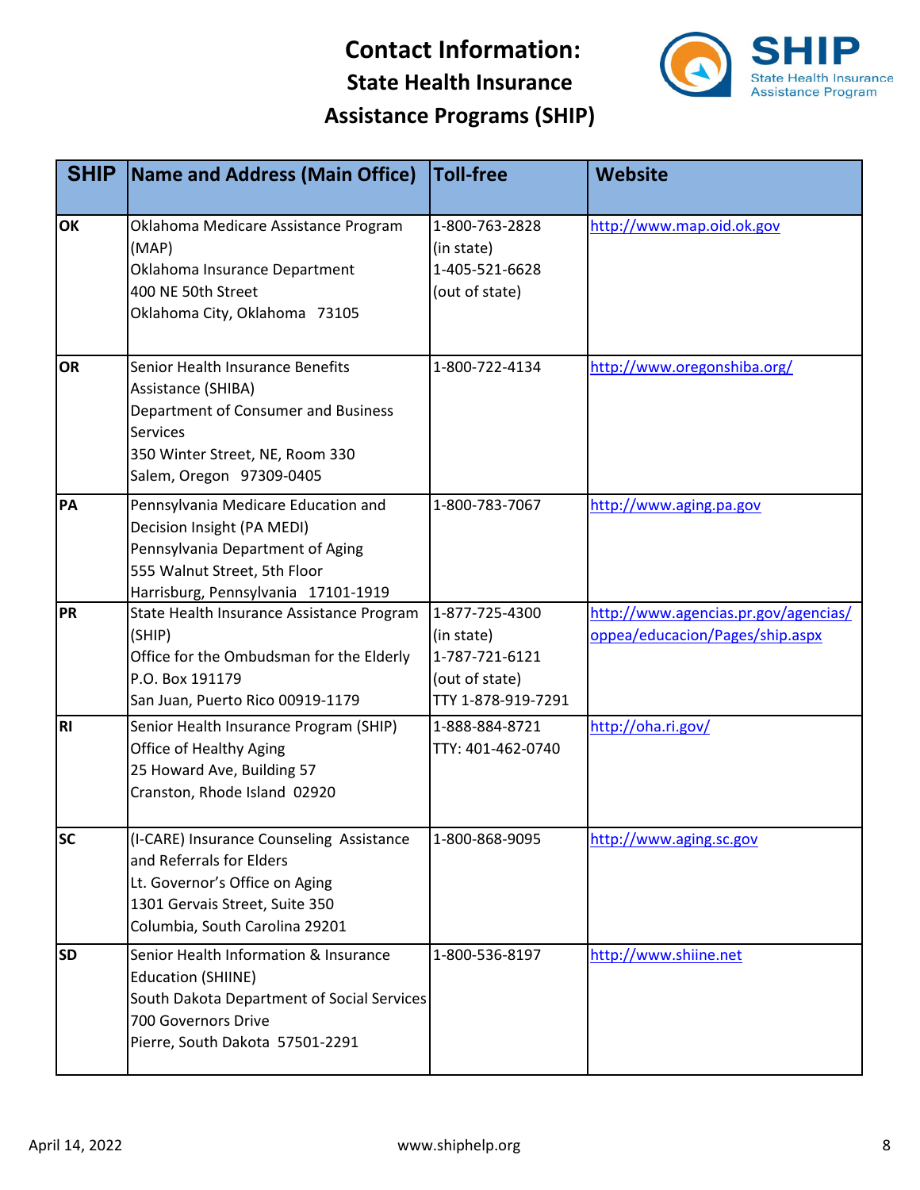# Contact Information: State Health Insurance Assistance Programs (SHIP)

| SHIP | Name and Address (Main Office) | Toll-free | Website |
|---|---|---|---|
| OK | Oklahoma Medicare Assistance Program (MAP)<br>Oklahoma Insurance Department<br>400 NE 50th Street<br>Oklahoma City, Oklahoma 73105 | 1-800-763-2828 (in state)<br>1-405-521-6628 (out of state) | http://www.map.oid.ok.gov |
| OR | Senior Health Insurance Benefits Assistance (SHIBA)<br>Department of Consumer and Business Services<br>350 Winter Street, NE, Room 330<br>Salem, Oregon 97309-0405 | 1-800-722-4134 | http://www.oregonshiba.org/ |
| PA | Pennsylvania Medicare Education and Decision Insight (PA MEDI)<br>Pennsylvania Department of Aging<br>555 Walnut Street, 5th Floor<br>Harrisburg, Pennsylvania 17101-1919 | 1-800-783-7067 | http://www.aging.pa.gov |
| PR | State Health Insurance Assistance Program (SHIP)<br>Office for the Ombudsman for the Elderly<br>P.O. Box 191179<br>San Juan, Puerto Rico 00919-1179 | 1-877-725-4300 (in state)<br>1-787-721-6121 (out of state)<br>TTY 1-878-919-7291 | http://www.agencias.pr.gov/agencias/oppea/educacion/Pages/ship.aspx |
| RI | Senior Health Insurance Program (SHIP)<br>Office of Healthy Aging<br>25 Howard Ave, Building 57<br>Cranston, Rhode Island 02920 | 1-888-884-8721<br>TTY: 401-462-0740 | http://oha.ri.gov/ |
| SC | (I-CARE) Insurance Counseling Assistance and Referrals for Elders<br>Lt. Governor's Office on Aging<br>1301 Gervais Street, Suite 350<br>Columbia, South Carolina 29201 | 1-800-868-9095 | http://www.aging.sc.gov |
| SD | Senior Health Information & Insurance Education (SHIINE)<br>South Dakota Department of Social Services<br>700 Governors Drive<br>Pierre, South Dakota 57501-2291 | 1-800-536-8197 | http://www.shiine.net |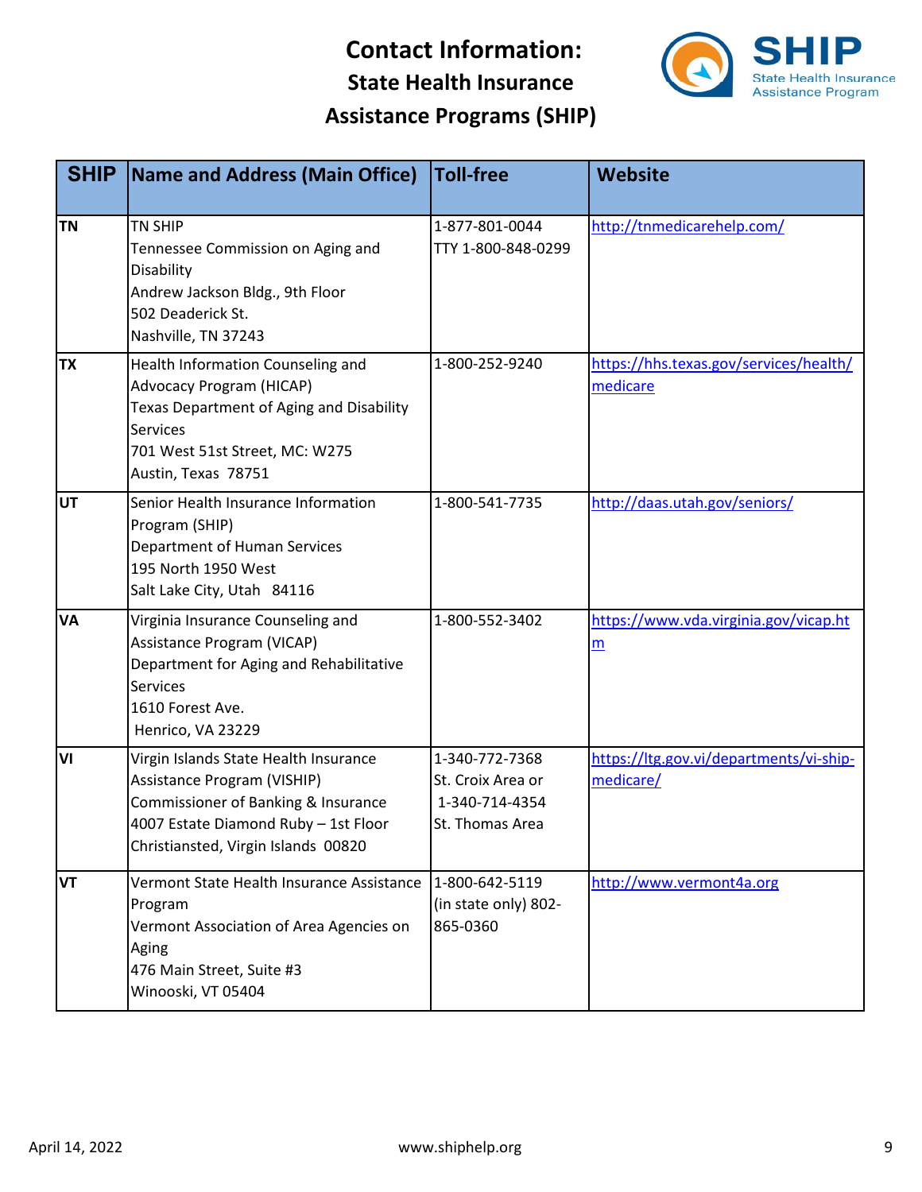# Contact Information: State Health Insurance Assistance Programs (SHIP)

| SHIP | Name and Address (Main Office) | Toll-free | Website |
|---|---|---|---|
| TN | TN SHIP<br>Tennessee Commission on Aging and Disability<br>Andrew Jackson Bldg., 9th Floor<br>502 Deaderick St.<br>Nashville, TN 37243 | 1-877-801-0044<br>TTY 1-800-848-0299 | http://tnmedicarehelp.com/ |
| TX | Health Information Counseling and Advocacy Program (HICAP)<br>Texas Department of Aging and Disability Services<br>701 West 51st Street, MC: W275<br>Austin, Texas 78751 | 1-800-252-9240 | https://hhs.texas.gov/services/health/medicare |
| UT | Senior Health Insurance Information Program (SHIP)<br>Department of Human Services<br>195 North 1950 West<br>Salt Lake City, Utah 84116 | 1-800-541-7735 | http://daas.utah.gov/seniors/ |
| VA | Virginia Insurance Counseling and Assistance Program (VICAP)<br>Department for Aging and Rehabilitative Services<br>1610 Forest Ave.<br>Henrico, VA 23229 | 1-800-552-3402 | https://www.vda.virginia.gov/vicap.htm |
| VI | Virgin Islands State Health Insurance Assistance Program (VISHIP)<br>Commissioner of Banking & Insurance<br>4007 Estate Diamond Ruby – 1st Floor<br>Christiansted, Virgin Islands 00820 | 1-340-772-7368<br>St. Croix Area or<br>1-340-714-4354<br>St. Thomas Area | https://ltg.gov.vi/departments/vi-ship-medicare/ |
| VT | Vermont State Health Insurance Assistance Program<br>Vermont Association of Area Agencies on Aging<br>476 Main Street, Suite #3<br>Winooski, VT 05404 | 1-800-642-5119<br>(in state only) 802-865-0360 | http://www.vermont4a.org |

April 14, 2022 www.shiphelp.org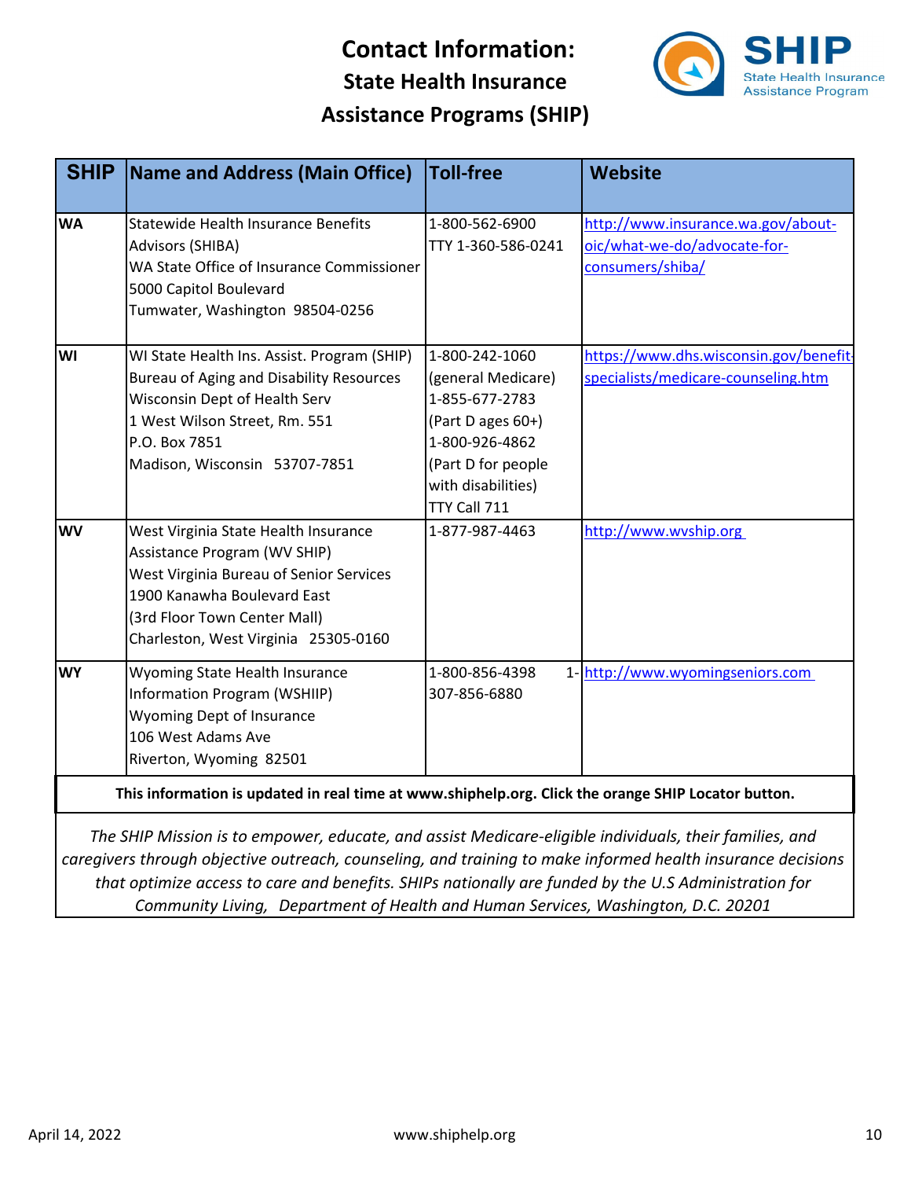# Contact Information:
## State Health Insurance Assistance Programs (SHIP)

| SHIP | Name and Address (Main Office) | Toll-free | Website |
|---|---|---|---|
| WA | Statewide Health Insurance Benefits Advisors (SHIBA)<br>WA State Office of Insurance Commissioner<br>5000 Capitol Boulevard<br>Tumwater, Washington 98504-0256 | 1-800-562-6900<br>TTY 1-360-586-0241 | http://www.insurance.wa.gov/about-oic/what-we-do/advocate-for-consumers/shiba/ |
| WI | WI State Health Ins. Assist. Program (SHIP)<br>Bureau of Aging and Disability Resources<br>Wisconsin Dept of Health Serv<br>1 West Wilson Street, Rm. 551<br>P.O. Box 7851<br>Madison, Wisconsin 53707-7851 | 1-800-242-1060 (general Medicare)<br>1-855-677-2783 (Part D ages 60+)<br>1-800-926-4862 (Part D for people with disabilities)<br>TTY Call 711 | https://www.dhs.wisconsin.gov/benefit-specialists/medicare-counseling.htm |
| WV | West Virginia State Health Insurance Assistance Program (WV SHIP)<br>West Virginia Bureau of Senior Services<br>1900 Kanawha Boulevard East<br>(3rd Floor Town Center Mall)<br>Charleston, West Virginia 25305-0160 | 1-877-987-4463 | http://www.wvship.org |
| WY | Wyoming State Health Insurance Information Program (WSHIIP)<br>Wyoming Dept of Insurance<br>106 West Adams Ave<br>Riverton, Wyoming 82501 | 1-800-856-4398 1-307-856-6880 | http://www.wyomingseniors.com |

**This information is updated in real time at www.shiphelp.org. Click the orange SHIP Locator button.**

*The SHIP Mission is to empower, educate, and assist Medicare-eligible individuals, their families, and caregivers through objective outreach, counseling, and training to make informed health insurance decisions that optimize access to care and benefits. SHIPs nationally are funded by the U.S Administration for Community Living, Department of Health and Human Services, Washington, D.C. 20201*